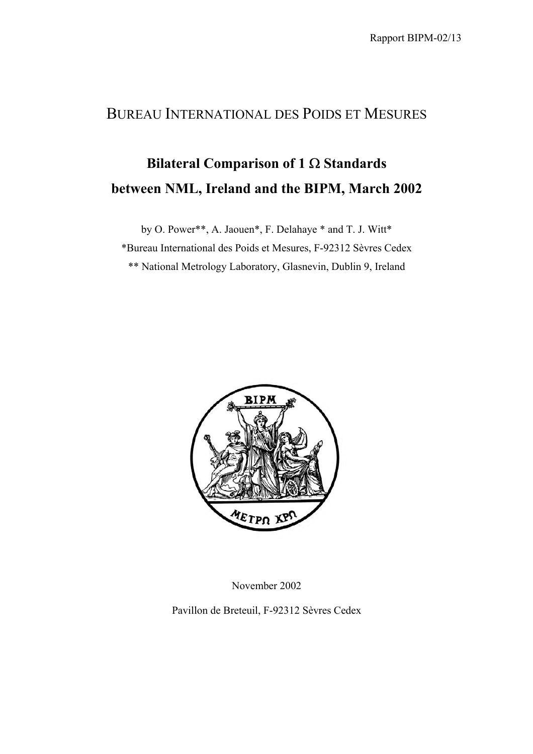Rapport BIPM-02/13

# BUREAU INTERNATIONAL DES POIDS ET MESURES

## Bilateral Comparison of 1 Ω Standards between NML, Ireland and the BIPM, March 2002

by O. Power**, A. Jaouen*, F. Delahaye * and T. J. Witt*

*Bureau International des Poids et Mesures, F-92312 Sèvres Cedex

** National Metrology Laboratory, Glasnevin, Dublin 9, Ireland

November 2002

Pavillon de Breteuil, F-92312 Sèvres Cedex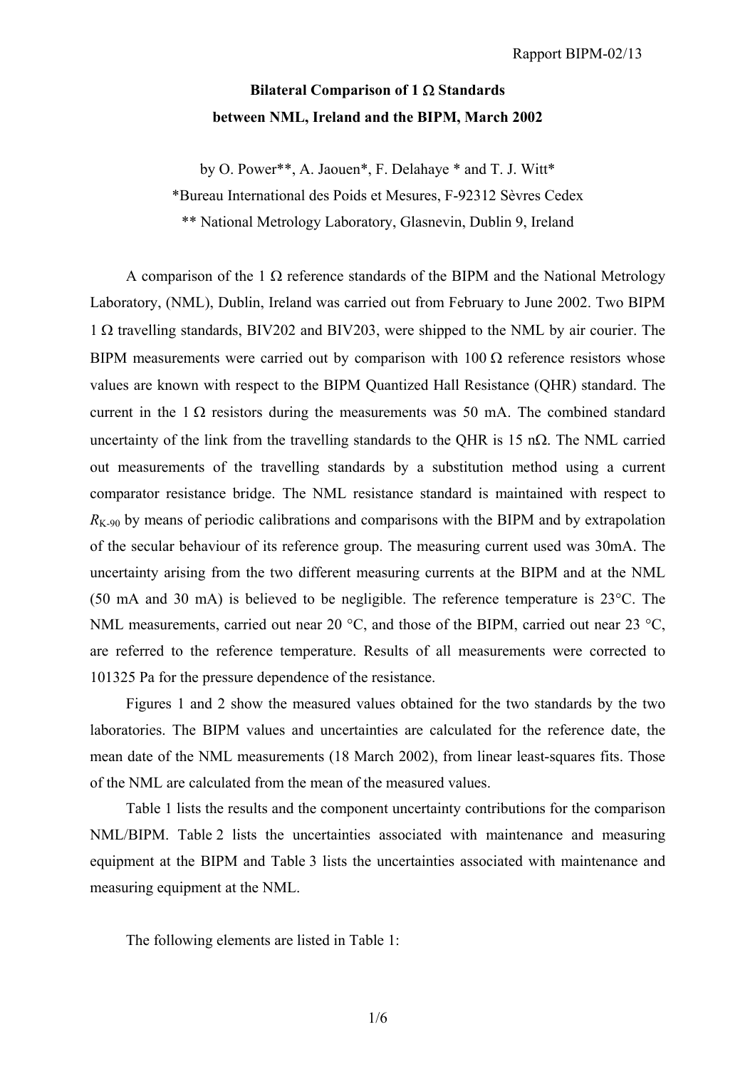**Bilateral Comparison of 1 Ω Standards**

**between NML, Ireland and the BIPM, March 2002**

by O. Power**, A. Jaouen*, F. Delahaye * and T. J. Witt*

*Bureau International des Poids et Mesures, F-92312 Sèvres Cedex

** National Metrology Laboratory, Glasnevin, Dublin 9, Ireland

A comparison of the 1 Ω reference standards of the BIPM and the National Metrology Laboratory, (NML), Dublin, Ireland was carried out from February to June 2002. Two BIPM 1 Ω travelling standards, BIV202 and BIV203, were shipped to the NML by air courier. The BIPM measurements were carried out by comparison with 100 Ω reference resistors whose values are known with respect to the BIPM Quantized Hall Resistance (QHR) standard. The current in the 1 Ω resistors during the measurements was 50 mA. The combined standard uncertainty of the link from the travelling standards to the QHR is 15 nΩ. The NML carried out measurements of the travelling standards by a substitution method using a current comparator resistance bridge. The NML resistance standard is maintained with respect to $R_{K-90}$ by means of periodic calibrations and comparisons with the BIPM and by extrapolation of the secular behaviour of its reference group. The measuring current used was 30mA. The uncertainty arising from the two different measuring currents at the BIPM and at the NML (50 mA and 30 mA) is believed to be negligible. The reference temperature is 23°C. The NML measurements, carried out near 20 °C, and those of the BIPM, carried out near 23 °C, are referred to the reference temperature. Results of all measurements were corrected to 101325 Pa for the pressure dependence of the resistance.

Figures 1 and 2 show the measured values obtained for the two standards by the two laboratories. The BIPM values and uncertainties are calculated for the reference date, the mean date of the NML measurements (18 March 2002), from linear least-squares fits. Those of the NML are calculated from the mean of the measured values.

Table 1 lists the results and the component uncertainty contributions for the comparison NML/BIPM. Table 2 lists the uncertainties associated with maintenance and measuring equipment at the BIPM and Table 3 lists the uncertainties associated with maintenance and measuring equipment at the NML.

The following elements are listed in Table 1: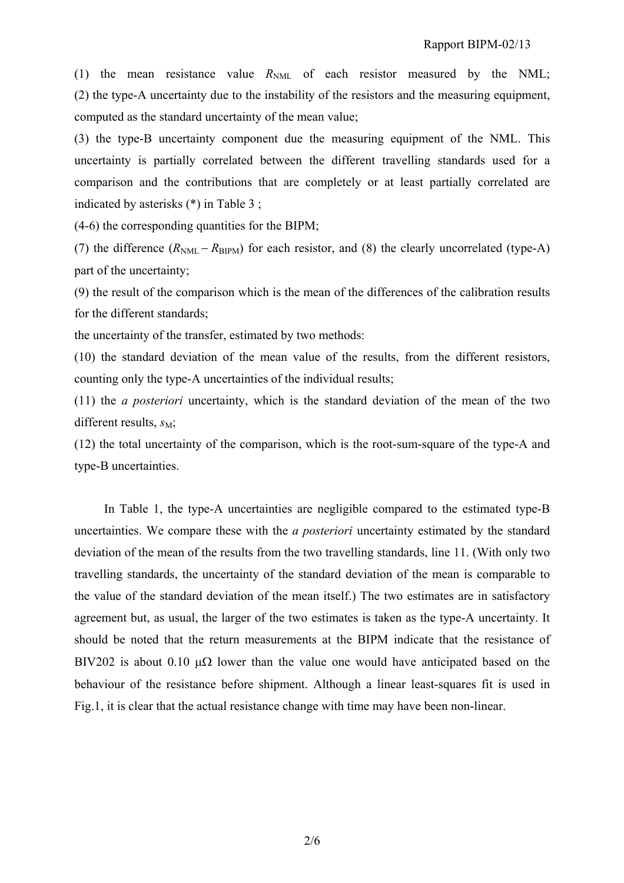(1) the mean resistance value $R_{NML}$ of each resistor measured by the NML;

(2) the type-A uncertainty due to the instability of the resistors and the measuring equipment, computed as the standard uncertainty of the mean value;

(3) the type-B uncertainty component due the measuring equipment of the NML. This uncertainty is partially correlated between the different travelling standards used for a comparison and the contributions that are completely or at least partially correlated are indicated by asterisks (*) in Table 3 ;

(4-6) the corresponding quantities for the BIPM;

(7) the difference ($R_{NML} - R_{BIPM}$) for each resistor, and (8) the clearly uncorrelated (type-A) part of the uncertainty;

(9) the result of the comparison which is the mean of the differences of the calibration results for the different standards;

the uncertainty of the transfer, estimated by two methods:

(10) the standard deviation of the mean value of the results, from the different resistors, counting only the type-A uncertainties of the individual results;

(11) the *a posteriori* uncertainty, which is the standard deviation of the mean of the two different results, $s_M$;

(12) the total uncertainty of the comparison, which is the root-sum-square of the type-A and type-B uncertainties.

In Table 1, the type-A uncertainties are negligible compared to the estimated type-B uncertainties. We compare these with the *a posteriori* uncertainty estimated by the standard deviation of the mean of the results from the two travelling standards, line 11. (With only two travelling standards, the uncertainty of the standard deviation of the mean is comparable to the value of the standard deviation of the mean itself.) The two estimates are in satisfactory agreement but, as usual, the larger of the two estimates is taken as the type-A uncertainty. It should be noted that the return measurements at the BIPM indicate that the resistance of BIV202 is about 0.10 μΩ lower than the value one would have anticipated based on the behaviour of the resistance before shipment. Although a linear least-squares fit is used in Fig.1, it is clear that the actual resistance change with time may have been non-linear.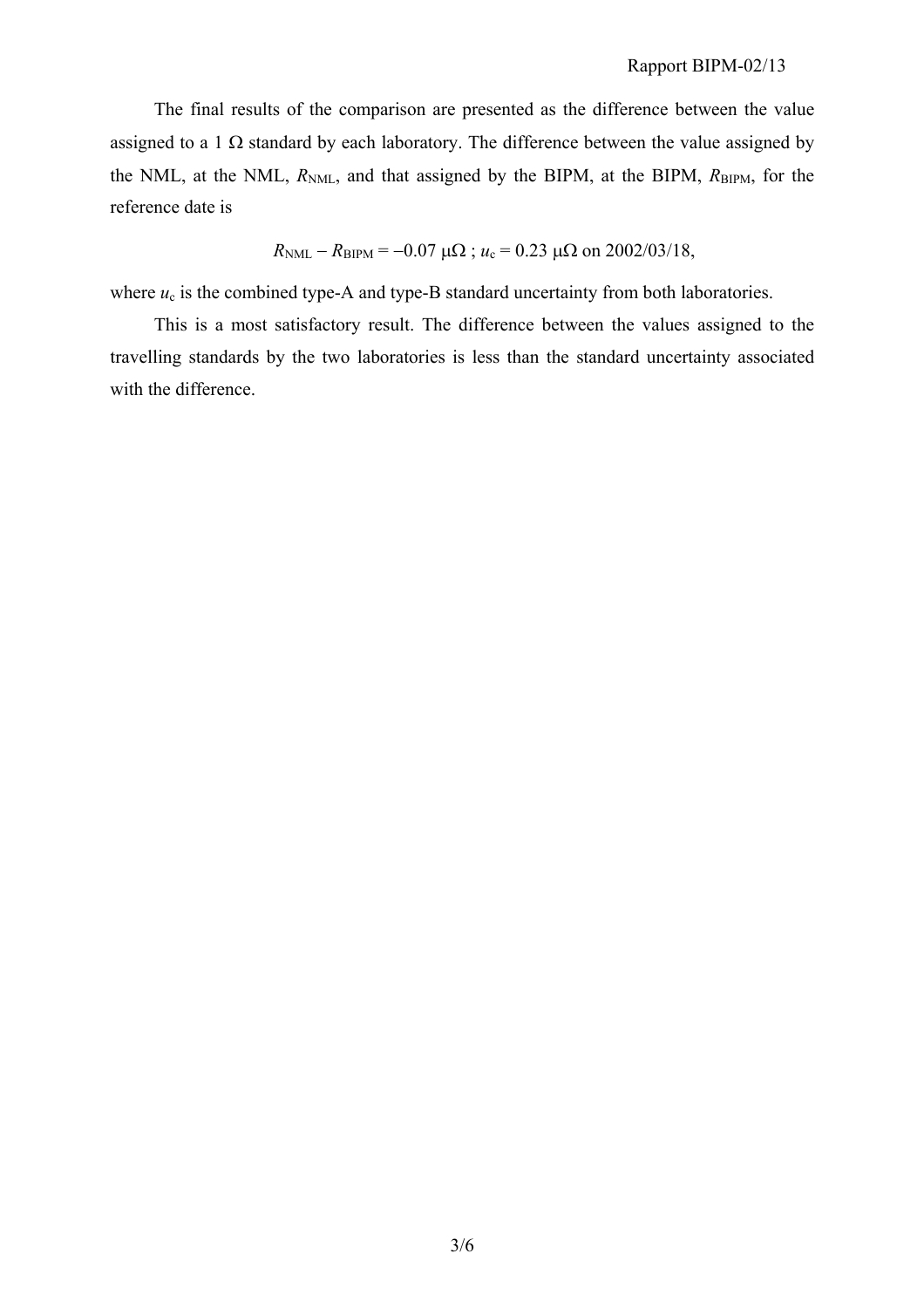The final results of the comparison are presented as the difference between the value assigned to a 1 Ω standard by each laboratory. The difference between the value assigned by the NML, at the NML, $R_{\mathrm{NML}}$, and that assigned by the BIPM, at the BIPM, $R_{\mathrm{BIPM}}$, for the reference date is

$$R_{\mathrm{NML}} - R_{\mathrm{BIPM}} = -0.07\ \mu\Omega\ ;\ u_{\mathrm{c}} = 0.23\ \mu\Omega \text{ on 2002/03/18,}$$

where $u_{\mathrm{c}}$ is the combined type-A and type-B standard uncertainty from both laboratories.

This is a most satisfactory result. The difference between the values assigned to the travelling standards by the two laboratories is less than the standard uncertainty associated with the difference.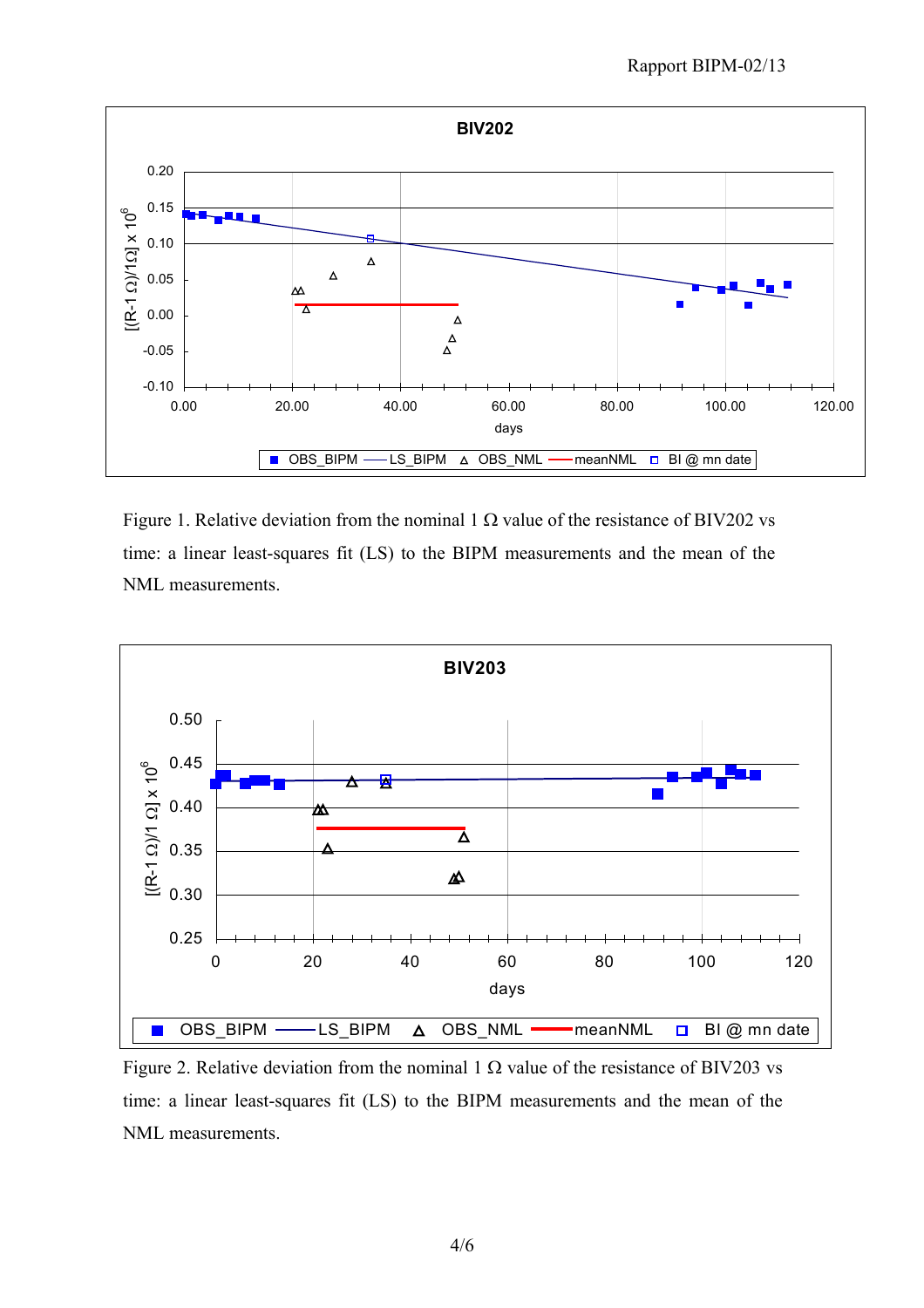Figure 1. Relative deviation from the nominal 1 Ω value of the resistance of BIV202 vs time: a linear least-squares fit (LS) to the BIPM measurements and the mean of the NML measurements.

Figure 2. Relative deviation from the nominal 1 Ω value of the resistance of BIV203 vs time: a linear least-squares fit (LS) to the BIPM measurements and the mean of the NML measurements.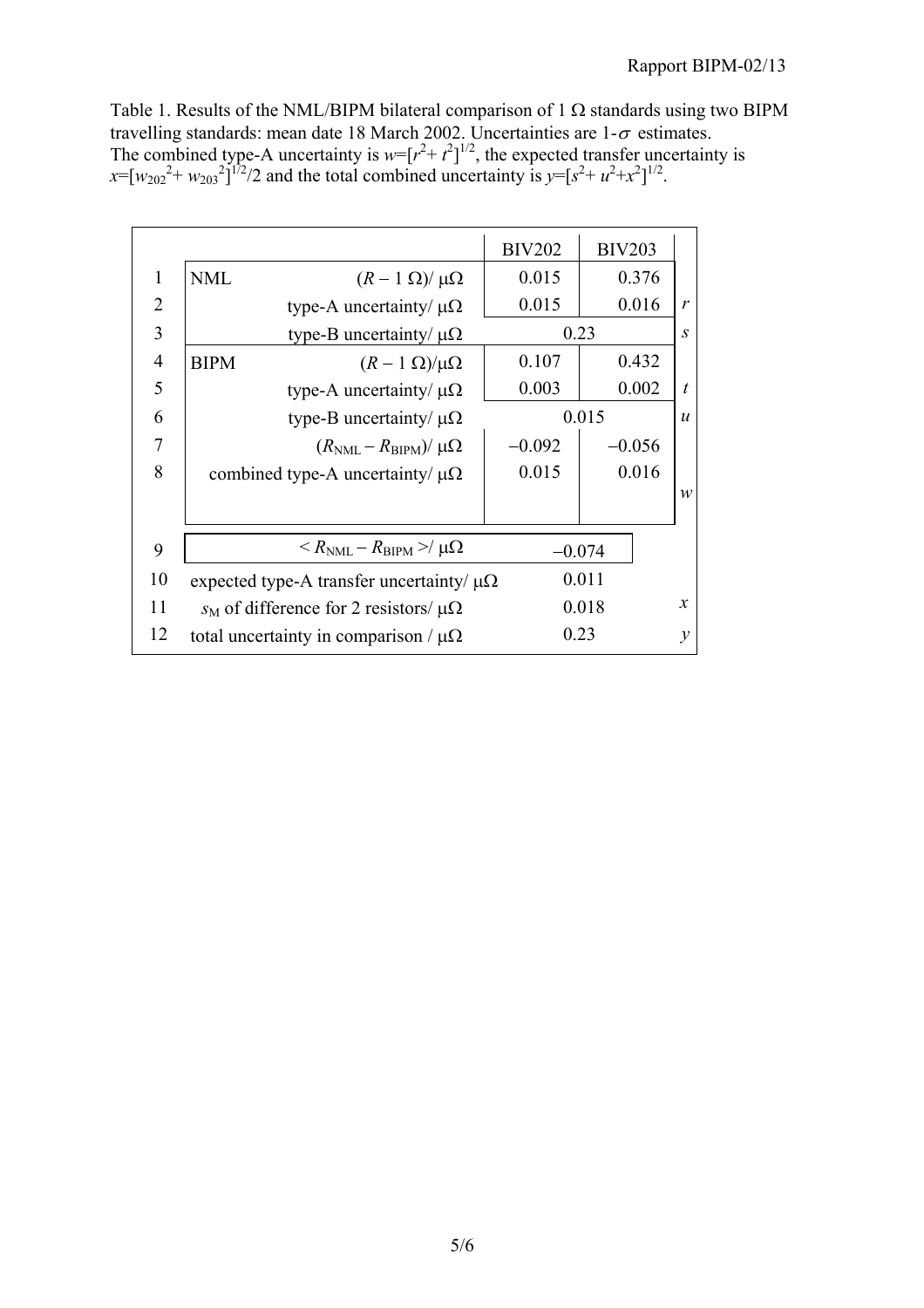Table 1. Results of the NML/BIPM bilateral comparison of 1 Ω standards using two BIPM travelling standards: mean date 18 March 2002. Uncertainties are 1-$\sigma$ estimates. The combined type-A uncertainty is $w=[r^2+t^2]^{1/2}$, the expected transfer uncertainty is $x=[w_{202}^2+w_{203}^2]^{1/2}/2$ and the total combined uncertainty is $y=[s^2+u^2+x^2]^{1/2}$.

| | | | BIV202 | BIV203 | |
|---|---|---|---|---|---|
| 1 | NML | $(R - 1\ \Omega)/\ \mu\Omega$ | 0.015 | 0.376 | |
| 2 | | type-A uncertainty/ μΩ | 0.015 | 0.016 | $r$ |
| 3 | | type-B uncertainty/ μΩ | 0.23 | | $s$ |
| 4 | BIPM | $(R - 1\ \Omega)/\mu\Omega$ | 0.107 | 0.432 | |
| 5 | | type-A uncertainty/ μΩ | 0.003 | 0.002 | $t$ |
| 6 | | type-B uncertainty/ μΩ | 0.015 | | $u$ |
| 7 | | $(R_{\mathrm{NML}} - R_{\mathrm{BIPM}})/\ \mu\Omega$ | −0.092 | −0.056 | |
| 8 | | combined type-A uncertainty/ μΩ | 0.015 | 0.016 | $w$ |
| 9 | | $< R_{\mathrm{NML}} - R_{\mathrm{BIPM}} >/\ \mu\Omega$ | −0.074 | | |
| 10 | | expected type-A transfer uncertainty/ μΩ | 0.011 | | |
| 11 | | $s_{\mathrm{M}}$ of difference for 2 resistors/ μΩ | 0.018 | | $x$ |
| 12 | | total uncertainty in comparison / μΩ | 0.23 | | $y$ |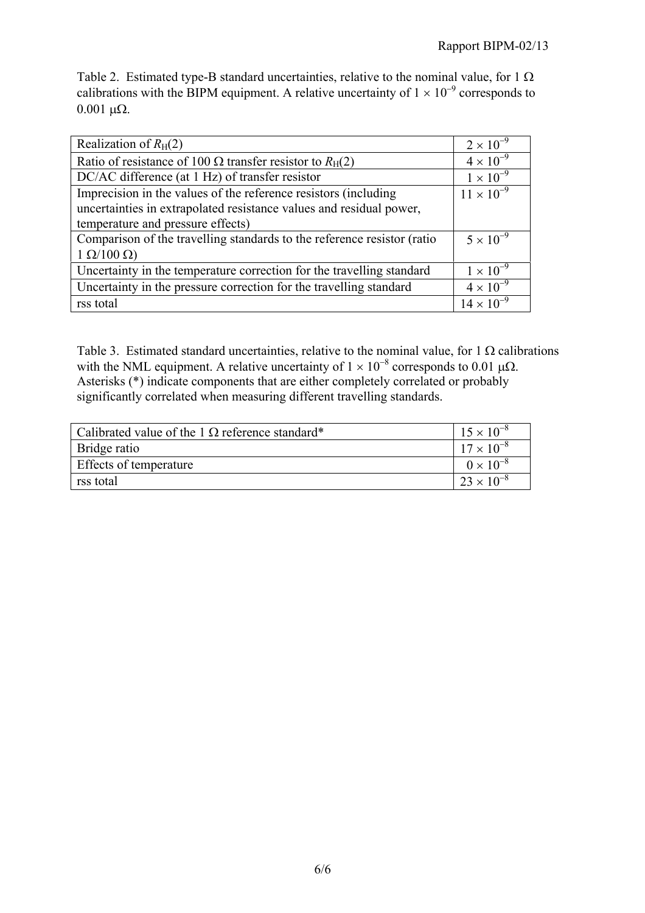Table 2. Estimated type-B standard uncertainties, relative to the nominal value, for 1 Ω calibrations with the BIPM equipment. A relative uncertainty of $1 \times 10^{-9}$ corresponds to 0.001 μΩ.

| | |
|---|---|
| Realization of $R_H(2)$ | $2 \times 10^{-9}$ |
| Ratio of resistance of 100 Ω transfer resistor to $R_H(2)$ | $4 \times 10^{-9}$ |
| DC/AC difference (at 1 Hz) of transfer resistor | $1 \times 10^{-9}$ |
| Imprecision in the values of the reference resistors (including uncertainties in extrapolated resistance values and residual power, temperature and pressure effects) | $11 \times 10^{-9}$ |
| Comparison of the travelling standards to the reference resistor (ratio 1 Ω/100 Ω) | $5 \times 10^{-9}$ |
| Uncertainty in the temperature correction for the travelling standard | $1 \times 10^{-9}$ |
| Uncertainty in the pressure correction for the travelling standard | $4 \times 10^{-9}$ |
| rss total | $14 \times 10^{-9}$ |

Table 3. Estimated standard uncertainties, relative to the nominal value, for 1 Ω calibrations with the NML equipment. A relative uncertainty of $1 \times 10^{-8}$ corresponds to 0.01 μΩ. Asterisks (*) indicate components that are either completely correlated or probably significantly correlated when measuring different travelling standards.

| | |
|---|---|
| Calibrated value of the 1 Ω reference standard* | $15 \times 10^{-8}$ |
| Bridge ratio | $17 \times 10^{-8}$ |
| Effects of temperature | $0 \times 10^{-8}$ |
| rss total | $23 \times 10^{-8}$ |